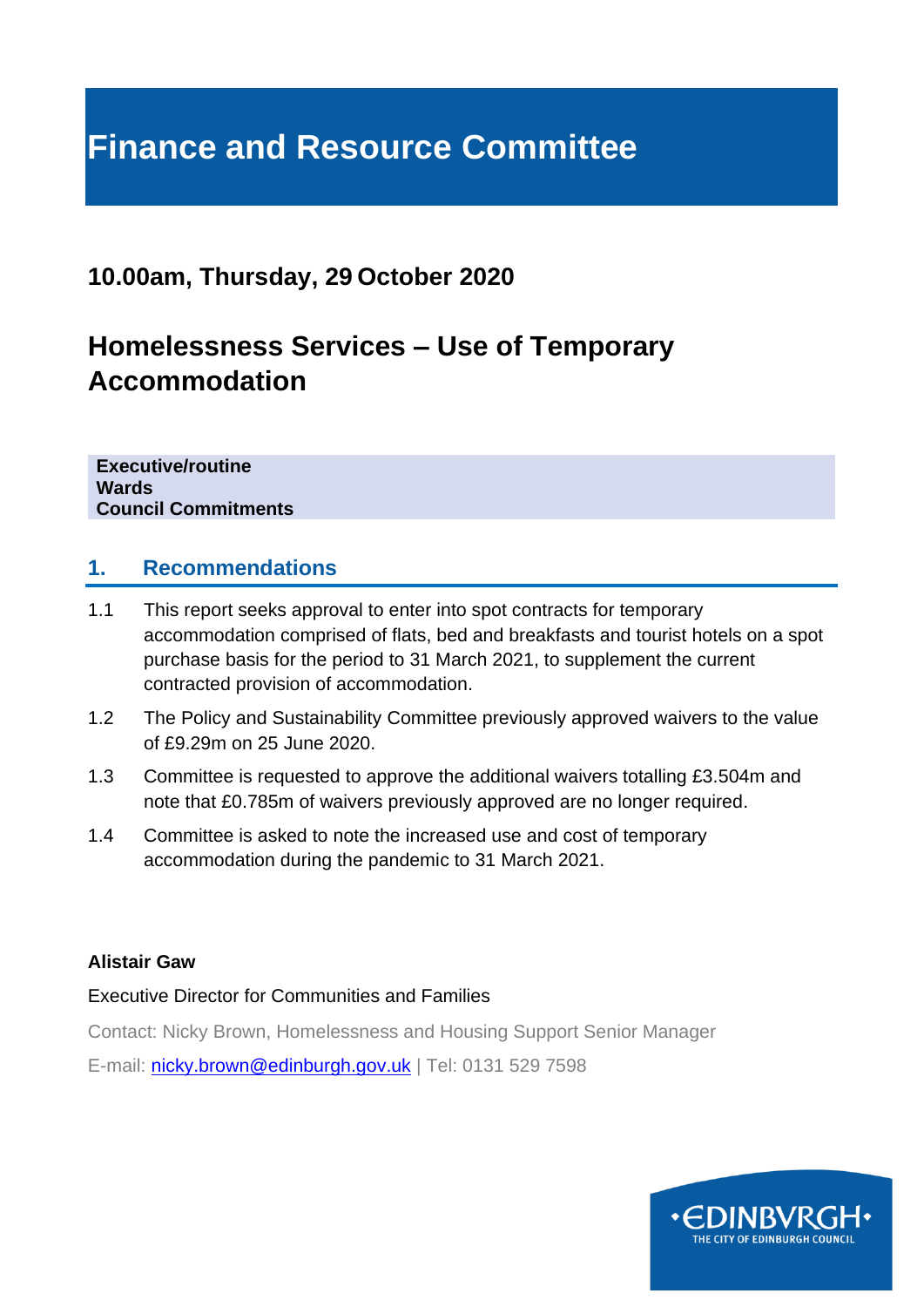# Finance and Resource Committee

## 10.00am, Thursday, 29 October 2020

## Homelessness Services – Use of Temporary Accommodation

**Executive/routine**
**Wards**
**Council Commitments**

## 1. Recommendations

1.1 This report seeks approval to enter into spot contracts for temporary accommodation comprised of flats, bed and breakfasts and tourist hotels on a spot purchase basis for the period to 31 March 2021, to supplement the current contracted provision of accommodation.

1.2 The Policy and Sustainability Committee previously approved waivers to the value of £9.29m on 25 June 2020.

1.3 Committee is requested to approve the additional waivers totalling £3.504m and note that £0.785m of waivers previously approved are no longer required.

1.4 Committee is asked to note the increased use and cost of temporary accommodation during the pandemic to 31 March 2021.

**Alistair Gaw**

Executive Director for Communities and Families

Contact: Nicky Brown, Homelessness and Housing Support Senior Manager

E-mail: nicky.brown@edinburgh.gov.uk | Tel: 0131 529 7598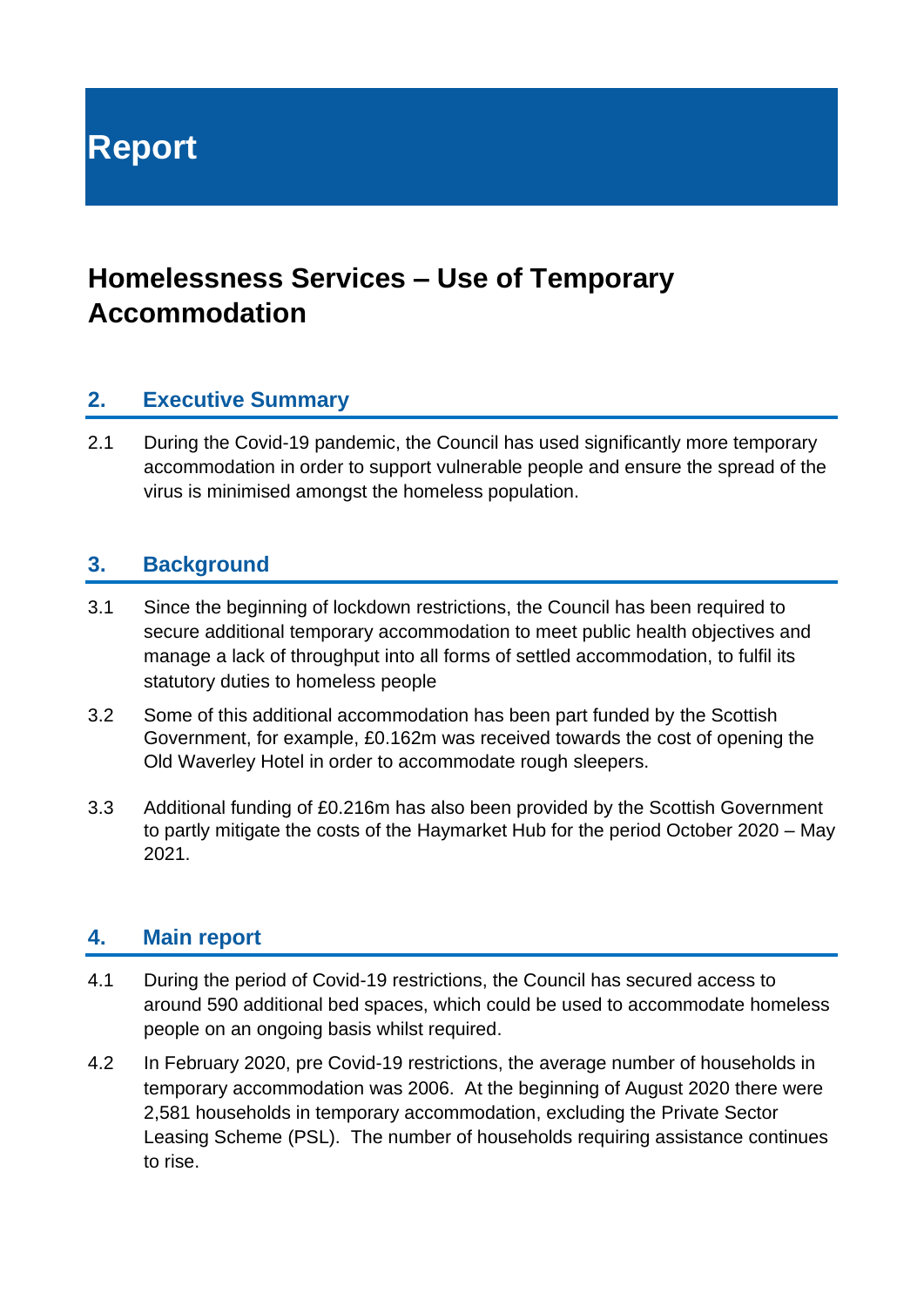# Report

## Homelessness Services – Use of Temporary Accommodation

### 2. Executive Summary

2.1 During the Covid-19 pandemic, the Council has used significantly more temporary accommodation in order to support vulnerable people and ensure the spread of the virus is minimised amongst the homeless population.

### 3. Background

3.1 Since the beginning of lockdown restrictions, the Council has been required to secure additional temporary accommodation to meet public health objectives and manage a lack of throughput into all forms of settled accommodation, to fulfil its statutory duties to homeless people

3.2 Some of this additional accommodation has been part funded by the Scottish Government, for example, £0.162m was received towards the cost of opening the Old Waverley Hotel in order to accommodate rough sleepers.

3.3 Additional funding of £0.216m has also been provided by the Scottish Government to partly mitigate the costs of the Haymarket Hub for the period October 2020 – May 2021.

### 4. Main report

4.1 During the period of Covid-19 restrictions, the Council has secured access to around 590 additional bed spaces, which could be used to accommodate homeless people on an ongoing basis whilst required.

4.2 In February 2020, pre Covid-19 restrictions, the average number of households in temporary accommodation was 2006. At the beginning of August 2020 there were 2,581 households in temporary accommodation, excluding the Private Sector Leasing Scheme (PSL). The number of households requiring assistance continues to rise.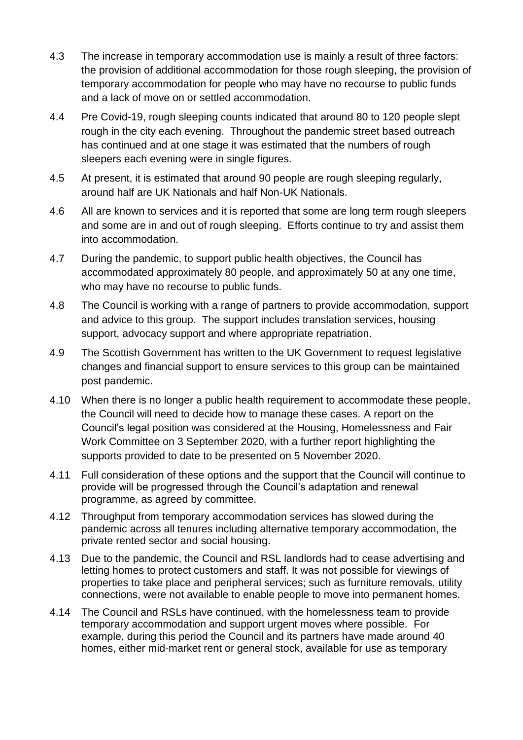4.3 The increase in temporary accommodation use is mainly a result of three factors: the provision of additional accommodation for those rough sleeping, the provision of temporary accommodation for people who may have no recourse to public funds and a lack of move on or settled accommodation.

4.4 Pre Covid-19, rough sleeping counts indicated that around 80 to 120 people slept rough in the city each evening. Throughout the pandemic street based outreach has continued and at one stage it was estimated that the numbers of rough sleepers each evening were in single figures.

4.5 At present, it is estimated that around 90 people are rough sleeping regularly, around half are UK Nationals and half Non-UK Nationals.

4.6 All are known to services and it is reported that some are long term rough sleepers and some are in and out of rough sleeping. Efforts continue to try and assist them into accommodation.

4.7 During the pandemic, to support public health objectives, the Council has accommodated approximately 80 people, and approximately 50 at any one time, who may have no recourse to public funds.

4.8 The Council is working with a range of partners to provide accommodation, support and advice to this group. The support includes translation services, housing support, advocacy support and where appropriate repatriation.

4.9 The Scottish Government has written to the UK Government to request legislative changes and financial support to ensure services to this group can be maintained post pandemic.

4.10 When there is no longer a public health requirement to accommodate these people, the Council will need to decide how to manage these cases. A report on the Council's legal position was considered at the Housing, Homelessness and Fair Work Committee on 3 September 2020, with a further report highlighting the supports provided to date to be presented on 5 November 2020.

4.11 Full consideration of these options and the support that the Council will continue to provide will be progressed through the Council's adaptation and renewal programme, as agreed by committee.

4.12 Throughput from temporary accommodation services has slowed during the pandemic across all tenures including alternative temporary accommodation, the private rented sector and social housing.

4.13 Due to the pandemic, the Council and RSL landlords had to cease advertising and letting homes to protect customers and staff. It was not possible for viewings of properties to take place and peripheral services; such as furniture removals, utility connections, were not available to enable people to move into permanent homes.

4.14 The Council and RSLs have continued, with the homelessness team to provide temporary accommodation and support urgent moves where possible. For example, during this period the Council and its partners have made around 40 homes, either mid-market rent or general stock, available for use as temporary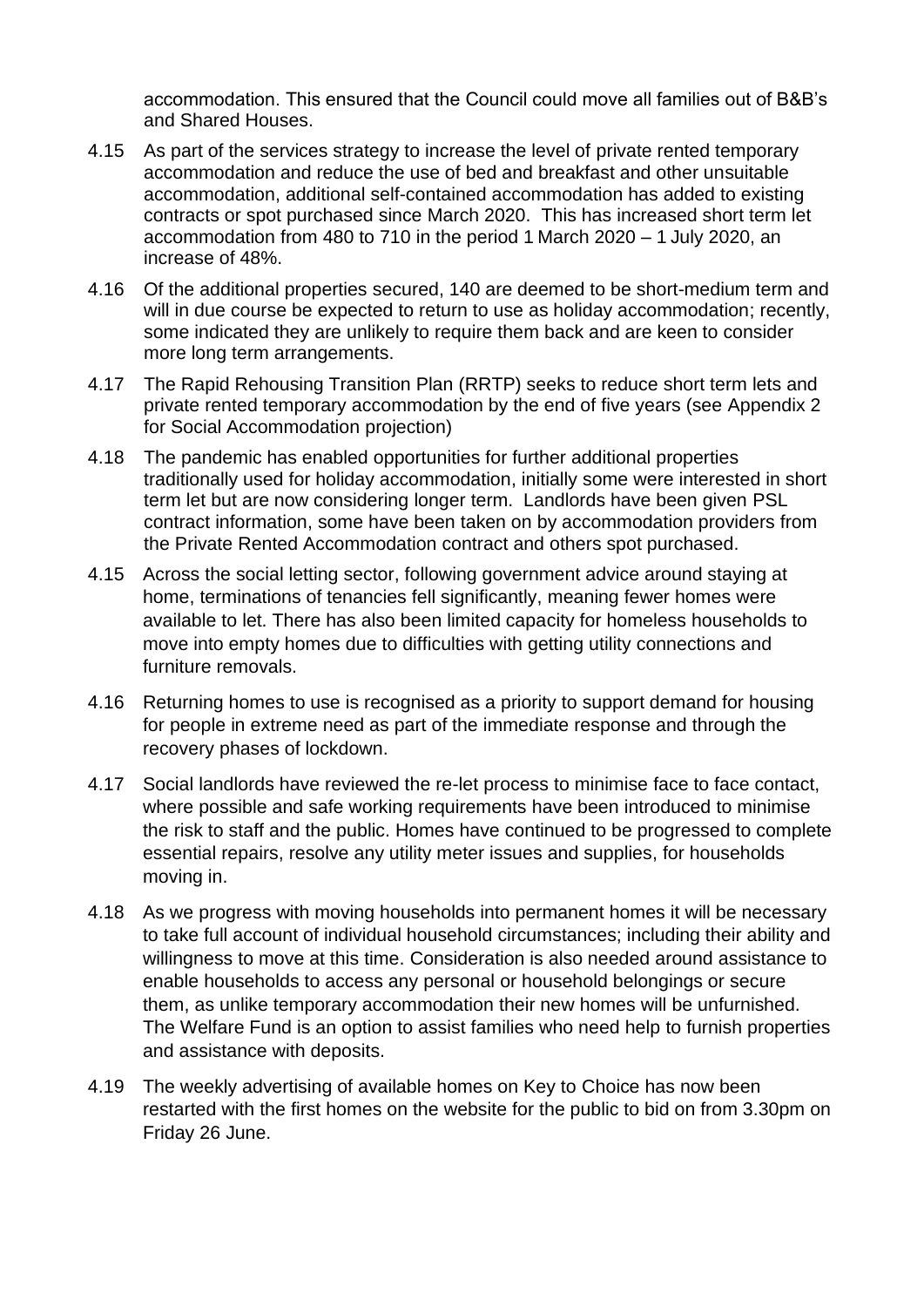accommodation. This ensured that the Council could move all families out of B&B's and Shared Houses.

4.15 As part of the services strategy to increase the level of private rented temporary accommodation and reduce the use of bed and breakfast and other unsuitable accommodation, additional self-contained accommodation has added to existing contracts or spot purchased since March 2020. This has increased short term let accommodation from 480 to 710 in the period 1 March 2020 – 1 July 2020, an increase of 48%.

4.16 Of the additional properties secured, 140 are deemed to be short-medium term and will in due course be expected to return to use as holiday accommodation; recently, some indicated they are unlikely to require them back and are keen to consider more long term arrangements.

4.17 The Rapid Rehousing Transition Plan (RRTP) seeks to reduce short term lets and private rented temporary accommodation by the end of five years (see Appendix 2 for Social Accommodation projection)

4.18 The pandemic has enabled opportunities for further additional properties traditionally used for holiday accommodation, initially some were interested in short term let but are now considering longer term. Landlords have been given PSL contract information, some have been taken on by accommodation providers from the Private Rented Accommodation contract and others spot purchased.

4.15 Across the social letting sector, following government advice around staying at home, terminations of tenancies fell significantly, meaning fewer homes were available to let. There has also been limited capacity for homeless households to move into empty homes due to difficulties with getting utility connections and furniture removals.

4.16 Returning homes to use is recognised as a priority to support demand for housing for people in extreme need as part of the immediate response and through the recovery phases of lockdown.

4.17 Social landlords have reviewed the re-let process to minimise face to face contact, where possible and safe working requirements have been introduced to minimise the risk to staff and the public. Homes have continued to be progressed to complete essential repairs, resolve any utility meter issues and supplies, for households moving in.

4.18 As we progress with moving households into permanent homes it will be necessary to take full account of individual household circumstances; including their ability and willingness to move at this time. Consideration is also needed around assistance to enable households to access any personal or household belongings or secure them, as unlike temporary accommodation their new homes will be unfurnished. The Welfare Fund is an option to assist families who need help to furnish properties and assistance with deposits.

4.19 The weekly advertising of available homes on Key to Choice has now been restarted with the first homes on the website for the public to bid on from 3.30pm on Friday 26 June.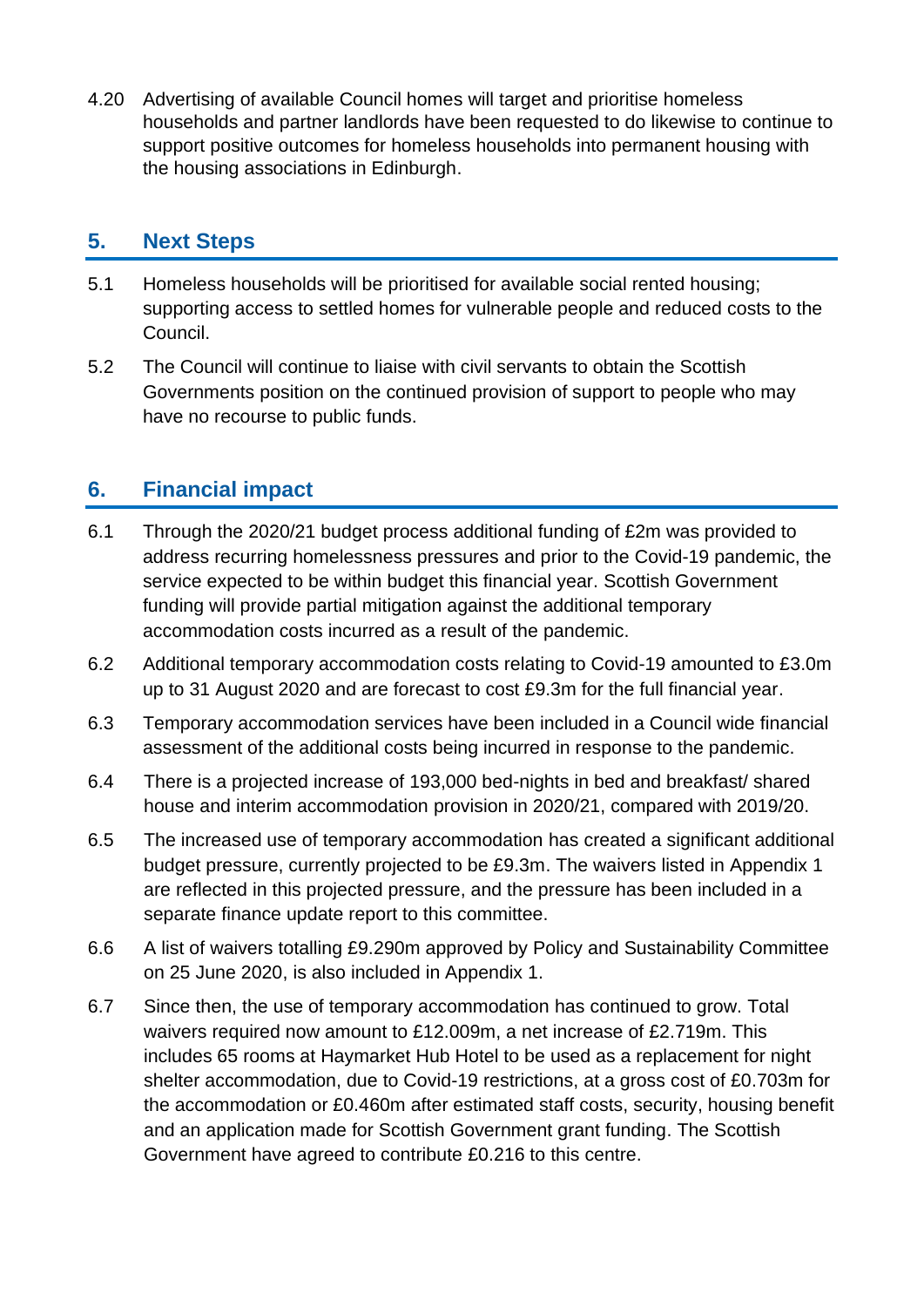4.20 Advertising of available Council homes will target and prioritise homeless households and partner landlords have been requested to do likewise to continue to support positive outcomes for homeless households into permanent housing with the housing associations in Edinburgh.

## 5. Next Steps

5.1 Homeless households will be prioritised for available social rented housing; supporting access to settled homes for vulnerable people and reduced costs to the Council.

5.2 The Council will continue to liaise with civil servants to obtain the Scottish Governments position on the continued provision of support to people who may have no recourse to public funds.

## 6. Financial impact

6.1 Through the 2020/21 budget process additional funding of £2m was provided to address recurring homelessness pressures and prior to the Covid-19 pandemic, the service expected to be within budget this financial year. Scottish Government funding will provide partial mitigation against the additional temporary accommodation costs incurred as a result of the pandemic.

6.2 Additional temporary accommodation costs relating to Covid-19 amounted to £3.0m up to 31 August 2020 and are forecast to cost £9.3m for the full financial year.

6.3 Temporary accommodation services have been included in a Council wide financial assessment of the additional costs being incurred in response to the pandemic.

6.4 There is a projected increase of 193,000 bed-nights in bed and breakfast/ shared house and interim accommodation provision in 2020/21, compared with 2019/20.

6.5 The increased use of temporary accommodation has created a significant additional budget pressure, currently projected to be £9.3m. The waivers listed in Appendix 1 are reflected in this projected pressure, and the pressure has been included in a separate finance update report to this committee.

6.6 A list of waivers totalling £9.290m approved by Policy and Sustainability Committee on 25 June 2020, is also included in Appendix 1.

6.7 Since then, the use of temporary accommodation has continued to grow. Total waivers required now amount to £12.009m, a net increase of £2.719m. This includes 65 rooms at Haymarket Hub Hotel to be used as a replacement for night shelter accommodation, due to Covid-19 restrictions, at a gross cost of £0.703m for the accommodation or £0.460m after estimated staff costs, security, housing benefit and an application made for Scottish Government grant funding. The Scottish Government have agreed to contribute £0.216 to this centre.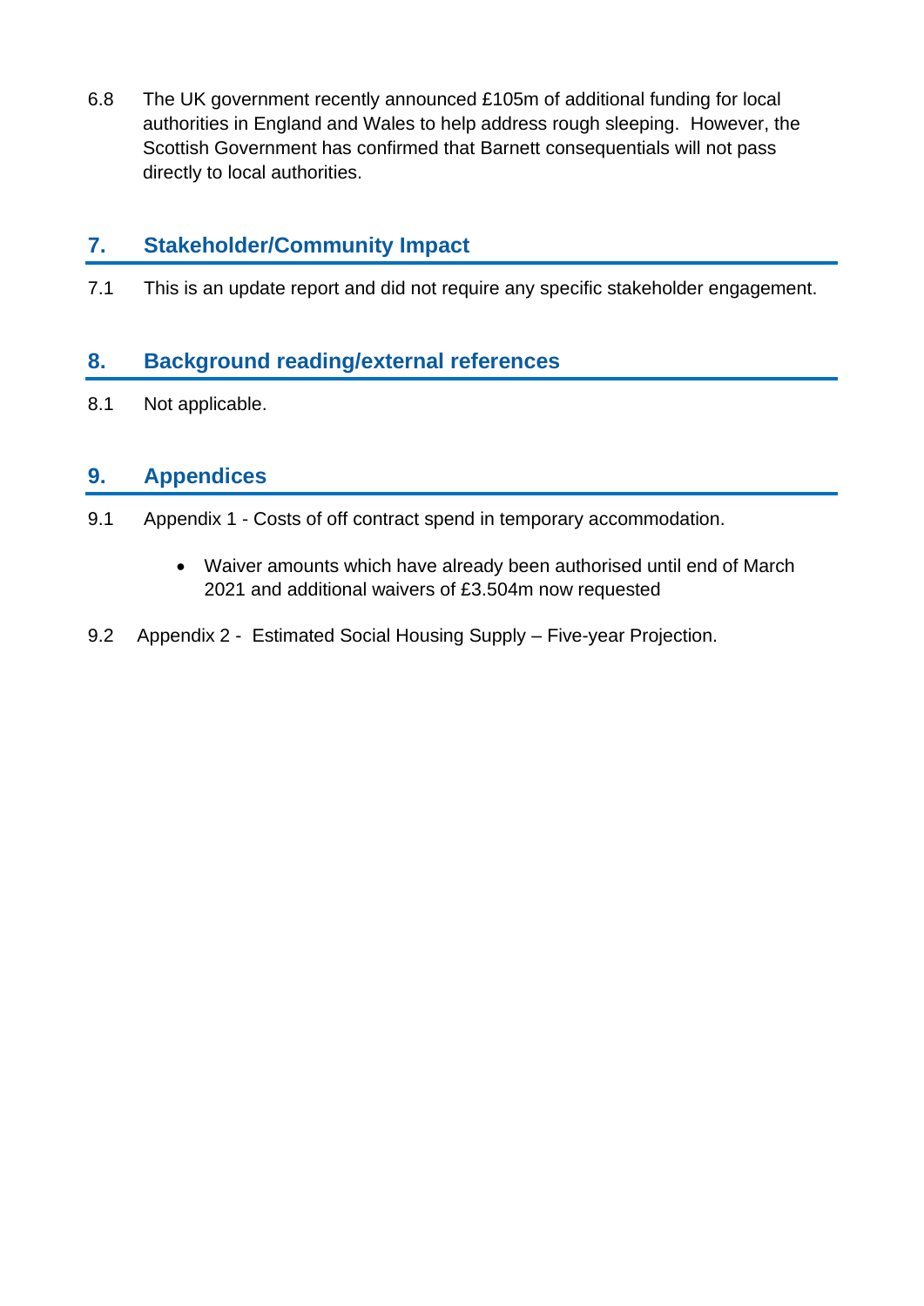6.8 The UK government recently announced £105m of additional funding for local authorities in England and Wales to help address rough sleeping. However, the Scottish Government has confirmed that Barnett consequentials will not pass directly to local authorities.

## 7. Stakeholder/Community Impact

7.1 This is an update report and did not require any specific stakeholder engagement.

## 8. Background reading/external references

8.1 Not applicable.

## 9. Appendices

9.1 Appendix 1 - Costs of off contract spend in temporary accommodation.

- Waiver amounts which have already been authorised until end of March 2021 and additional waivers of £3.504m now requested

9.2 Appendix 2 - Estimated Social Housing Supply – Five-year Projection.